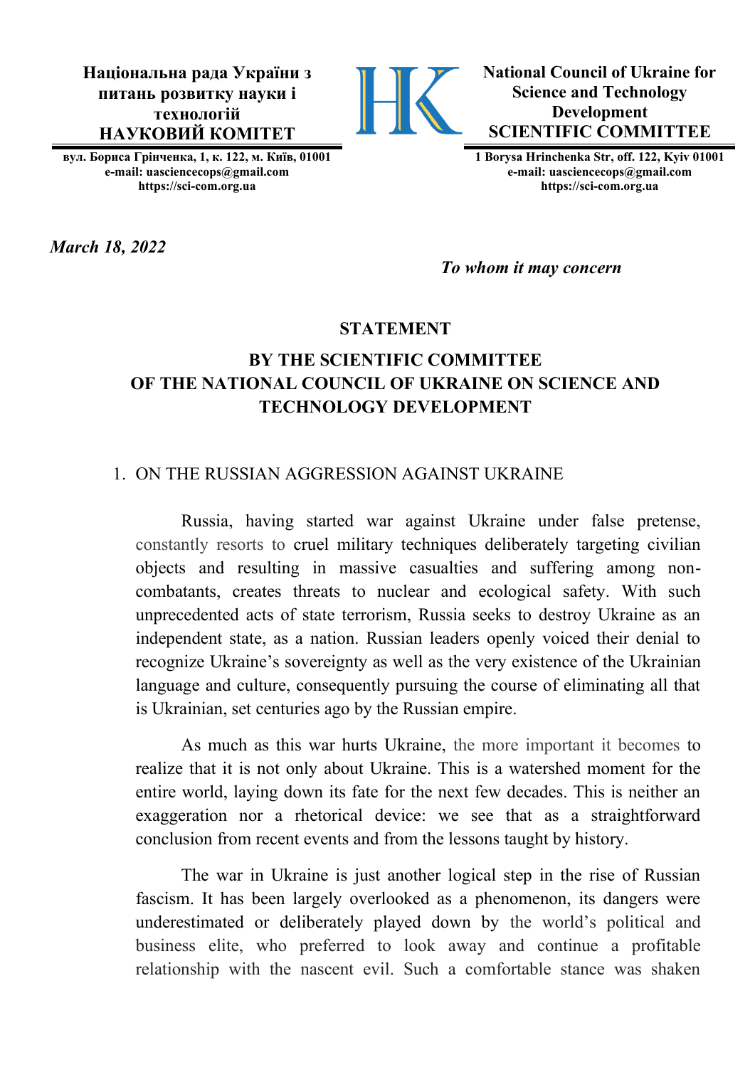**Національна рада України з питань розвитку науки і технологій**
**НАУКОВИЙ КОМІТЕТ**

**вул. Бориса Грінченка, 1, к. 122, м. Київ, 01001**
**e-mail: uasciencecops@gmail.com**
**https://sci-com.org.ua**

**National Council of Ukraine for Science and Technology Development**
**SCIENTIFIC COMMITTEE**

**1 Borysa Hrinchenka Str, off. 122, Kyiv 01001**
**e-mail: uasciencecops@gmail.com**
**https://sci-com.org.ua**

***March 18, 2022***

***To whom it may concern***

# STATEMENT

## BY THE SCIENTIFIC COMMITTEE OF THE NATIONAL COUNCIL OF UKRAINE ON SCIENCE AND TECHNOLOGY DEVELOPMENT

1. ON THE RUSSIAN AGGRESSION AGAINST UKRAINE

Russia, having started war against Ukraine under false pretense, constantly resorts to cruel military techniques deliberately targeting civilian objects and resulting in massive casualties and suffering among non-combatants, creates threats to nuclear and ecological safety. With such unprecedented acts of state terrorism, Russia seeks to destroy Ukraine as an independent state, as a nation. Russian leaders openly voiced their denial to recognize Ukraine's sovereignty as well as the very existence of the Ukrainian language and culture, consequently pursuing the course of eliminating all that is Ukrainian, set centuries ago by the Russian empire.

As much as this war hurts Ukraine, the more important it becomes to realize that it is not only about Ukraine. This is a watershed moment for the entire world, laying down its fate for the next few decades. This is neither an exaggeration nor a rhetorical device: we see that as a straightforward conclusion from recent events and from the lessons taught by history.

The war in Ukraine is just another logical step in the rise of Russian fascism. It has been largely overlooked as a phenomenon, its dangers were underestimated or deliberately played down by the world's political and business elite, who preferred to look away and continue a profitable relationship with the nascent evil. Such a comfortable stance was shaken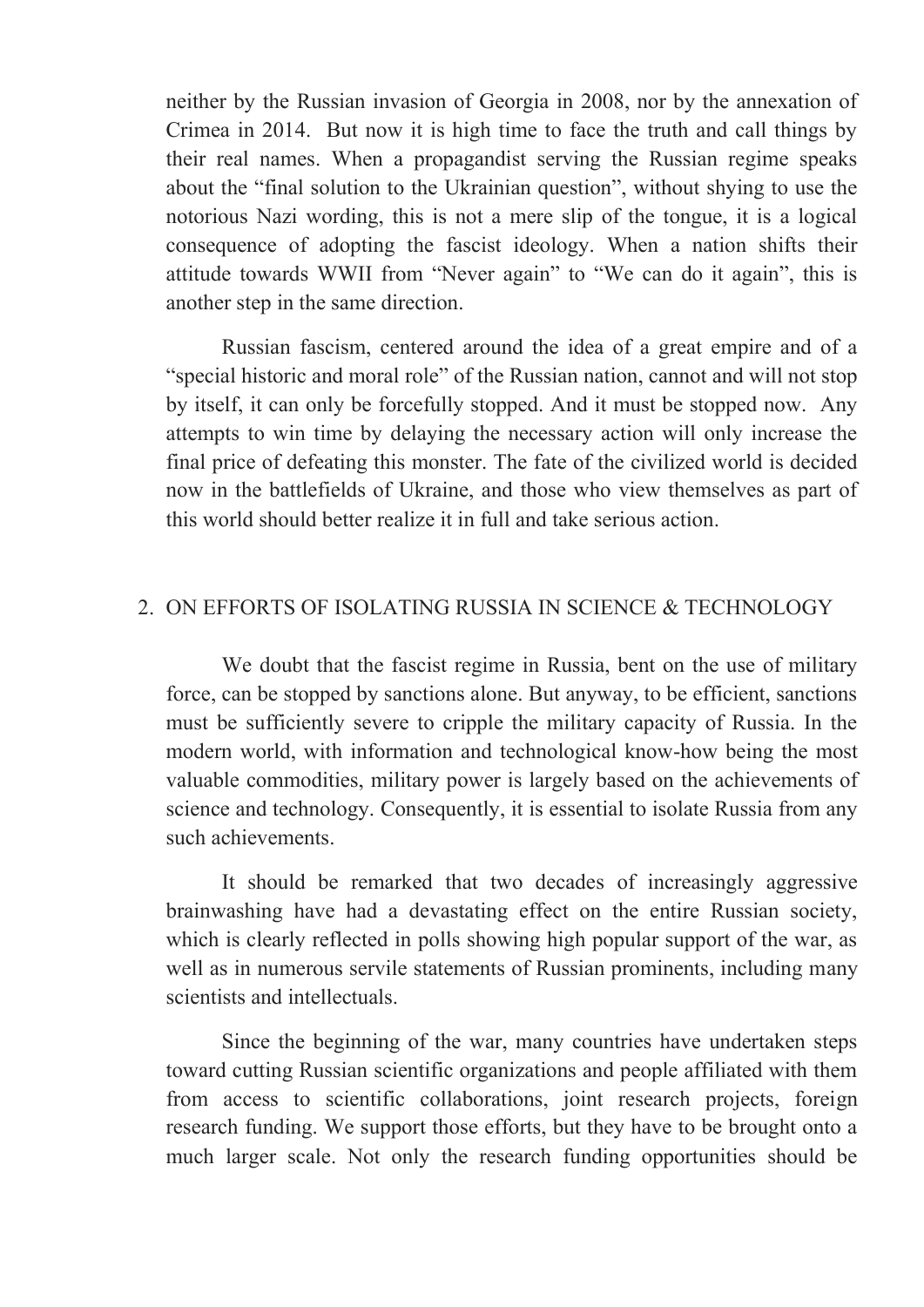neither by the Russian invasion of Georgia in 2008, nor by the annexation of Crimea in 2014. But now it is high time to face the truth and call things by their real names. When a propagandist serving the Russian regime speaks about the "final solution to the Ukrainian question", without shying to use the notorious Nazi wording, this is not a mere slip of the tongue, it is a logical consequence of adopting the fascist ideology. When a nation shifts their attitude towards WWII from "Never again" to "We can do it again", this is another step in the same direction.

Russian fascism, centered around the idea of a great empire and of a "special historic and moral role" of the Russian nation, cannot and will not stop by itself, it can only be forcefully stopped. And it must be stopped now. Any attempts to win time by delaying the necessary action will only increase the final price of defeating this monster. The fate of the civilized world is decided now in the battlefields of Ukraine, and those who view themselves as part of this world should better realize it in full and take serious action.

## 2. ON EFFORTS OF ISOLATING RUSSIA IN SCIENCE & TECHNOLOGY

We doubt that the fascist regime in Russia, bent on the use of military force, can be stopped by sanctions alone. But anyway, to be efficient, sanctions must be sufficiently severe to cripple the military capacity of Russia. In the modern world, with information and technological know-how being the most valuable commodities, military power is largely based on the achievements of science and technology. Consequently, it is essential to isolate Russia from any such achievements.

It should be remarked that two decades of increasingly aggressive brainwashing have had a devastating effect on the entire Russian society, which is clearly reflected in polls showing high popular support of the war, as well as in numerous servile statements of Russian prominents, including many scientists and intellectuals.

Since the beginning of the war, many countries have undertaken steps toward cutting Russian scientific organizations and people affiliated with them from access to scientific collaborations, joint research projects, foreign research funding. We support those efforts, but they have to be brought onto a much larger scale. Not only the research funding opportunities should be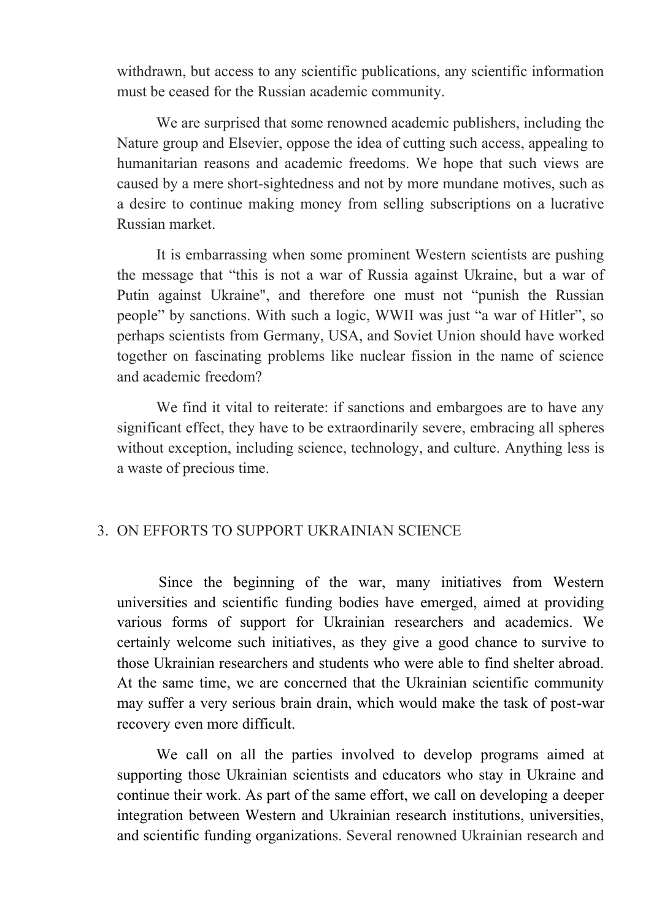withdrawn, but access to any scientific publications, any scientific information must be ceased for the Russian academic community.

We are surprised that some renowned academic publishers, including the Nature group and Elsevier, oppose the idea of cutting such access, appealing to humanitarian reasons and academic freedoms. We hope that such views are caused by a mere short-sightedness and not by more mundane motives, such as a desire to continue making money from selling subscriptions on a lucrative Russian market.

It is embarrassing when some prominent Western scientists are pushing the message that "this is not a war of Russia against Ukraine, but a war of Putin against Ukraine", and therefore one must not "punish the Russian people" by sanctions. With such a logic, WWII was just "a war of Hitler", so perhaps scientists from Germany, USA, and Soviet Union should have worked together on fascinating problems like nuclear fission in the name of science and academic freedom?

We find it vital to reiterate: if sanctions and embargoes are to have any significant effect, they have to be extraordinarily severe, embracing all spheres without exception, including science, technology, and culture. Anything less is a waste of precious time.

## 3. ON EFFORTS TO SUPPORT UKRAINIAN SCIENCE

Since the beginning of the war, many initiatives from Western universities and scientific funding bodies have emerged, aimed at providing various forms of support for Ukrainian researchers and academics. We certainly welcome such initiatives, as they give a good chance to survive to those Ukrainian researchers and students who were able to find shelter abroad. At the same time, we are concerned that the Ukrainian scientific community may suffer a very serious brain drain, which would make the task of post-war recovery even more difficult.

We call on all the parties involved to develop programs aimed at supporting those Ukrainian scientists and educators who stay in Ukraine and continue their work. As part of the same effort, we call on developing a deeper integration between Western and Ukrainian research institutions, universities, and scientific funding organizations. Several renowned Ukrainian research and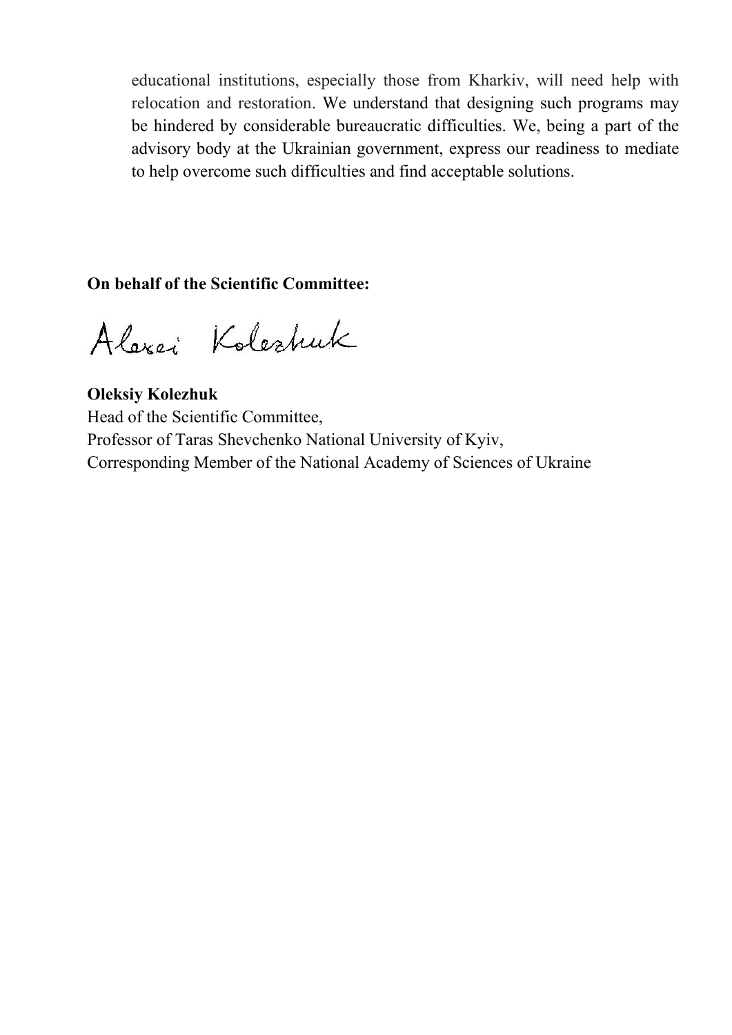educational institutions, especially those from Kharkiv, will need help with relocation and restoration. We understand that designing such programs may be hindered by considerable bureaucratic difficulties. We, being a part of the advisory body at the Ukrainian government, express our readiness to mediate to help overcome such difficulties and find acceptable solutions.

**On behalf of the Scientific Committee:**

Alexei Kolezhuk

**Oleksiy Kolezhuk**
Head of the Scientific Committee,
Professor of Taras Shevchenko National University of Kyiv,
Corresponding Member of the National Academy of Sciences of Ukraine